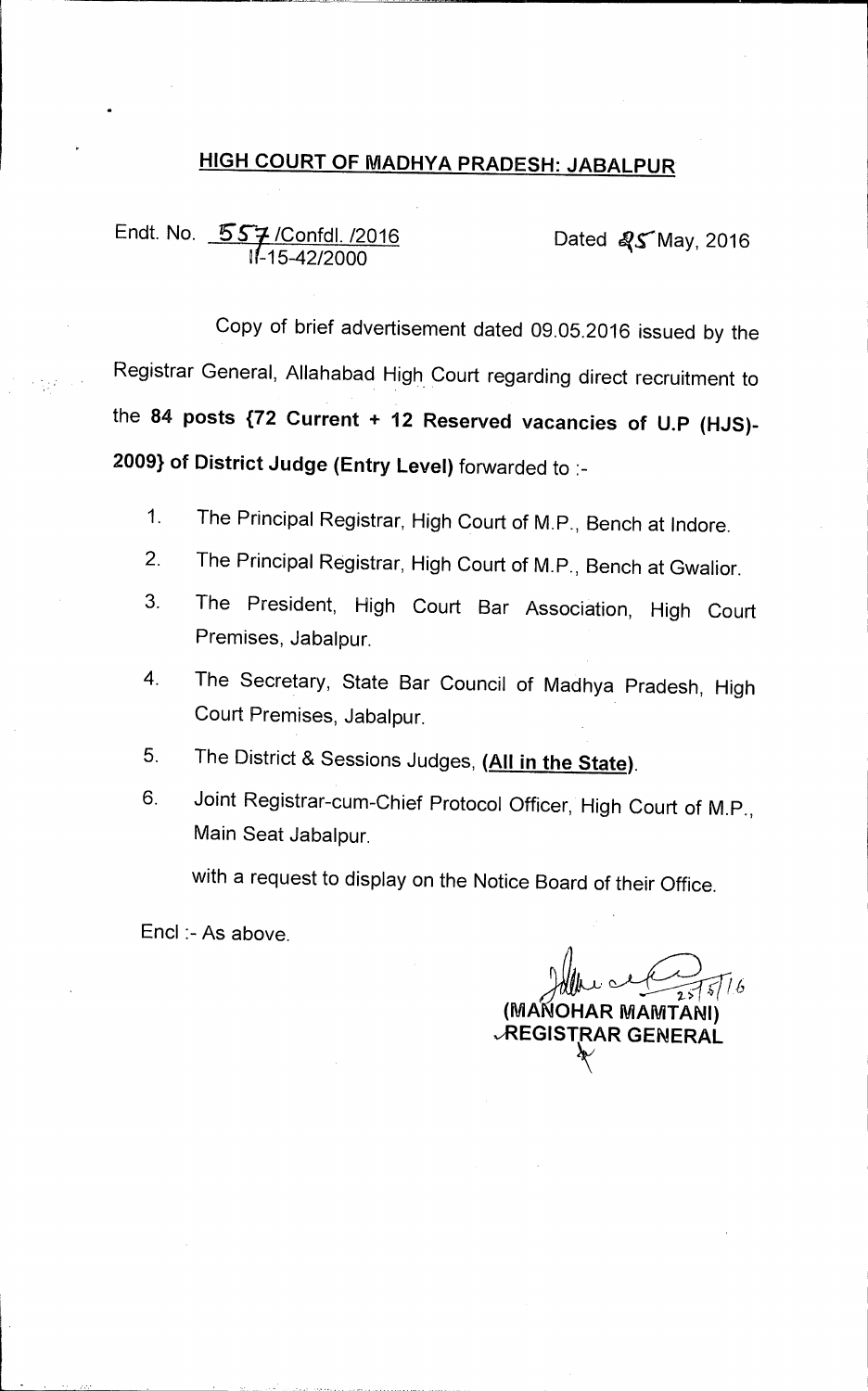# HIGH COURT OF MADHYA PRADESH: JABALPUR

Endt. No. 557 /Confdl. /2016
II-15-42/2000

Dated 25 May, 2016

Copy of brief advertisement dated 09.05.2016 issued by the Registrar General, Allahabad High Court regarding direct recruitment to the **84 posts {72 Current + 12 Reserved vacancies of U.P (HJS)-2009} of District Judge (Entry Level)** forwarded to :-

1. The Principal Registrar, High Court of M.P., Bench at Indore.
2. The Principal Registrar, High Court of M.P., Bench at Gwalior.
3. The President, High Court Bar Association, High Court Premises, Jabalpur.
4. The Secretary, State Bar Council of Madhya Pradesh, High Court Premises, Jabalpur.
5. The District & Sessions Judges, **(All in the State)**.
6. Joint Registrar-cum-Chief Protocol Officer, High Court of M.P., Main Seat Jabalpur.

with a request to display on the Notice Board of their Office.

Encl :- As above.

25/5/16

**(MANOHAR MAMTANI)**
**REGISTRAR GENERAL**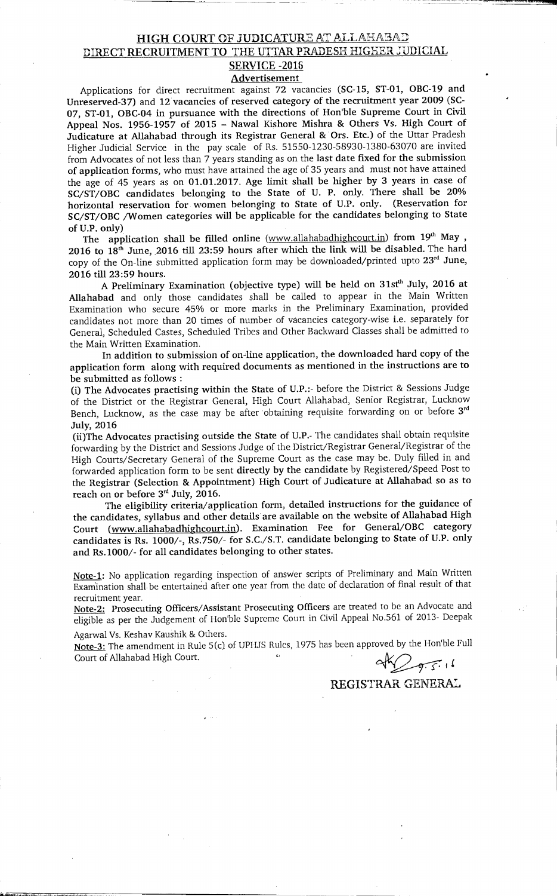# HIGH COURT OF JUDICATURE AT ALLAHABAD
## DIRECT RECRUITMENT TO THE UTTAR PRADESH HIGHER JUDICIAL SERVICE -2016
### Advertisement

Applications for direct recruitment against 72 vacancies **(SC-15, ST-01, OBC-19 and Unreserved-37)** and 12 vacancies of reserved category of the recruitment year 2009 **(SC-07, ST-01, OBC-04 in pursuance with the directions of Hon'ble Supreme Court in Civil Appeal Nos. 1956-1957 of 2015 – Nawal Kishore Mishra & Others Vs. High Court of Judicature at Allahabad through its Registrar General & Ors. Etc.)** of the Uttar Pradesh Higher Judicial Service in the pay scale of Rs. 51550-1230-58930-1380-63070 are invited from Advocates of not less than 7 years standing as on the **last date fixed for the submission of application forms**, who must have attained the age of 35 years and must not have attained the age of 45 years as on **01.01.2017**. **Age limit shall be higher by 3 years in case of SC/ST/OBC candidates belonging to the State of U. P. only. There shall be 20% horizontal reservation for women belonging to State of U.P. only. (Reservation for SC/ST/OBC /Women categories will be applicable for the candidates belonging to State of U.P. only)**

The application shall be filled online (www.allahabadhighcourt.in) **from 19th May , 2016 to 18th June, 2016 till 23:59 hours** after which the link will be disabled. The hard copy of the On-line submitted application form may be downloaded/printed **upto 23rd June, 2016 till 23:59 hours.**

A Preliminary Examination (objective type) will be held on **31st July, 2016 at Allahabad** and only those candidates shall be called to appear in the Main Written Examination who secure 45% or more marks in the Preliminary Examination, provided candidates not more than 20 times of number of vacancies category-wise i.e. separately for General, Scheduled Castes, Scheduled Tribes and Other Backward Classes shall be admitted to the Main Written Examination.

**In addition to submission of on-line application, the downloaded hard copy of the application form along with required documents as mentioned in the instructions are to be submitted as follows :**

**(i) The Advocates practising within the State of U.P.:**- before the District & Sessions Judge of the District or the Registrar General, High Court Allahabad, Senior Registrar, Lucknow Bench, Lucknow, as the case may be after obtaining requisite forwarding on or before **3rd July, 2016**

**(ii)The Advocates practising outside the State of U.P.**- The candidates shall obtain requisite forwarding by the District and Sessions Judge of the District/Registrar General/Registrar of the High Courts/Secretary General of the Supreme Court as the case may be. Duly filled in and forwarded application form to be sent **directly by the candidate** by Registered/Speed Post to the **Registrar (Selection & Appointment) High Court of Judicature at Allahabad** so as to reach on or before **3rd July, 2016.**

The eligibility criteria/application form, detailed instructions for the guidance of the candidates, syllabus and other details are available on the website of Allahabad High Court (www.allahabadhighcourt.in). **Examination Fee for General/OBC category candidates is Rs. 1000/-, Rs.750/- for S.C./S.T. candidate belonging to State of U.P. only and Rs.1000/- for all candidates belonging to other states.**

Note-1: No application regarding inspection of answer scripts of Preliminary and Main Written Examination shall be entertained after one year from the date of declaration of final result of that recruitment year.

Note-2: **Prosecuting Officers/Assistant Prosecuting Officers** are treated to be an Advocate and eligible as per the Judgement of Hon'ble Supreme Court in Civil Appeal No.561 of 2013- Deepak Agarwal Vs. Keshav Kaushik & Others.

Note-3: The amendment in Rule 5(c) of UPHJS Rules, 1975 has been approved by the Hon'ble Full Court of Allahabad High Court.

9.5.16

**REGISTRAR GENERAL**